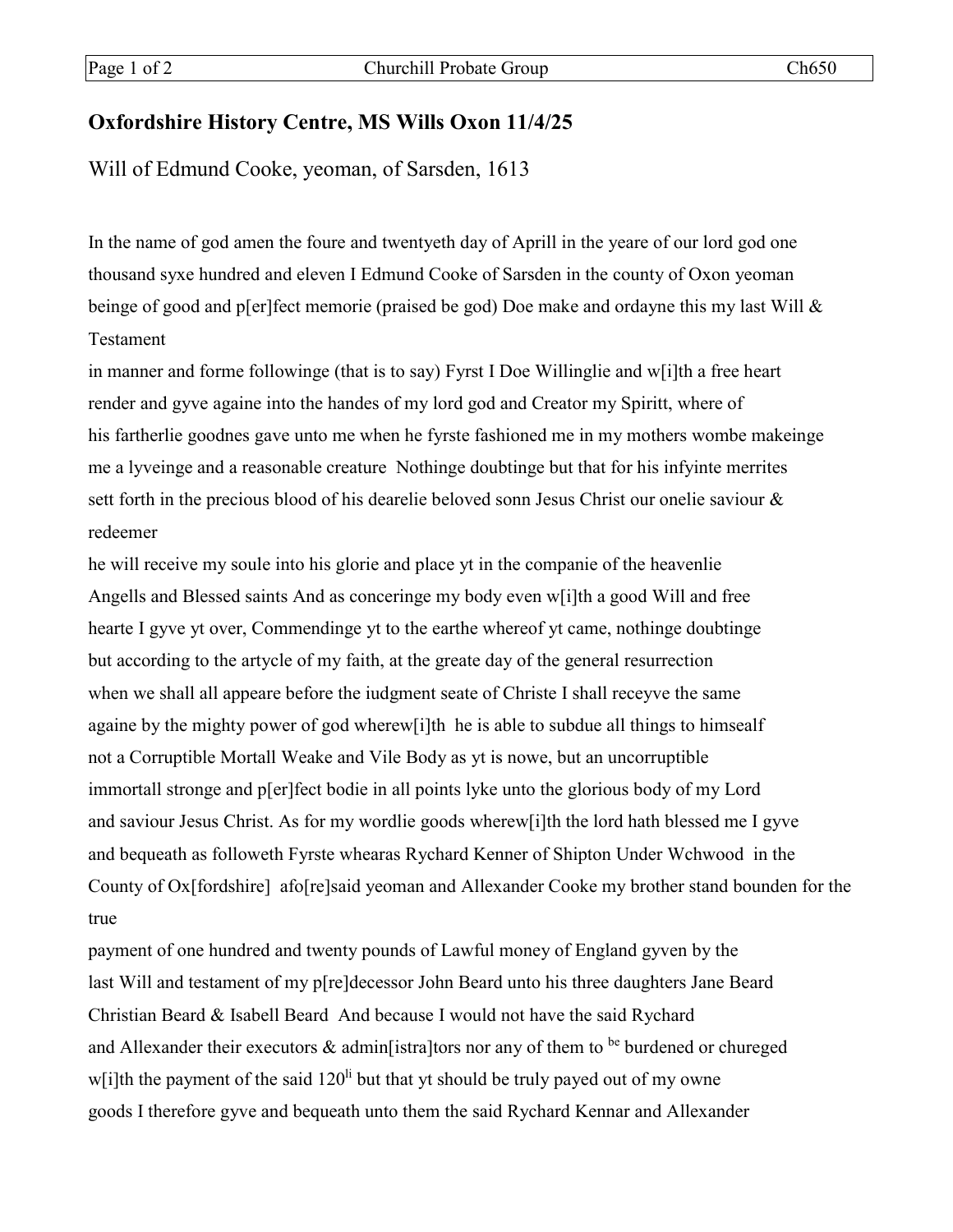## Oxfordshire History Centre, MS Wills Oxon 11/4/25

Will of Edmund Cooke, yeoman, of Sarsden, 1613

In the name of god amen the foure and twentyeth day of Aprill in the yeare of our lord god one thousand syxe hundred and eleven I Edmund Cooke of Sarsden in the county of Oxon yeoman beinge of good and p[er]fect memorie (praised be god) Doe make and ordayne this my last Will & Testament
in manner and forme followinge (that is to say) Fyrst I Doe Willinglie and w[i]th a free heart render and gyve againe into the handes of my lord god and Creator my Spiritt, where of his fartherlie goodnes gave unto me when he fyrste fashioned me in my mothers wombe makeinge me a lyveinge and a reasonable creature Nothinge doubtinge but that for his infyinte merrites sett forth in the precious blood of his dearelie beloved sonn Jesus Christ our onelie saviour & redeemer
he will receive my soule into his glorie and place yt in the companie of the heavenlie Angells and Blessed saints And as conceringe my body even w[i]th a good Will and free hearte I gyve yt over, Commendinge yt to the earthe whereof yt came, nothinge doubtinge but according to the artycle of my faith, at the greate day of the general resurrection when we shall all appeare before the iudgment seate of Christe I shall receyve the same againe by the mighty power of god wherew[i]th he is able to subdue all things to himseaf not a Corruptible Mortall Weake and Vile Body as yt is nowe, but an uncorruptible immortall stronge and p[er]fect bodie in all points lyke unto the glorious body of my Lord and saviour Jesus Christ. As for my wordlie goods wherew[i]th the lord hath blessed me I gyve and bequeath as followeth Fyrste whearas Rychard Kenner of Shipton Under Wchwood in the County of Ox[fordshire] afo[re]said yeoman and Allexander Cooke my brother stand bounden for the true
payment of one hundred and twenty pounds of Lawful money of England gyven by the last Will and testament of my p[re]decessor John Beard unto his three daughters Jane Beard Christian Beard & Isabell Beard And because I would not have the said Rychard and Allexander their executors & admin[istra]tors nor any of them to be burdened or chureged w[i]th the payment of the said 120li but that yt should be truly payed out of my owne goods I therefore gyve and bequeath unto them the said Rychard Kennar and Allexander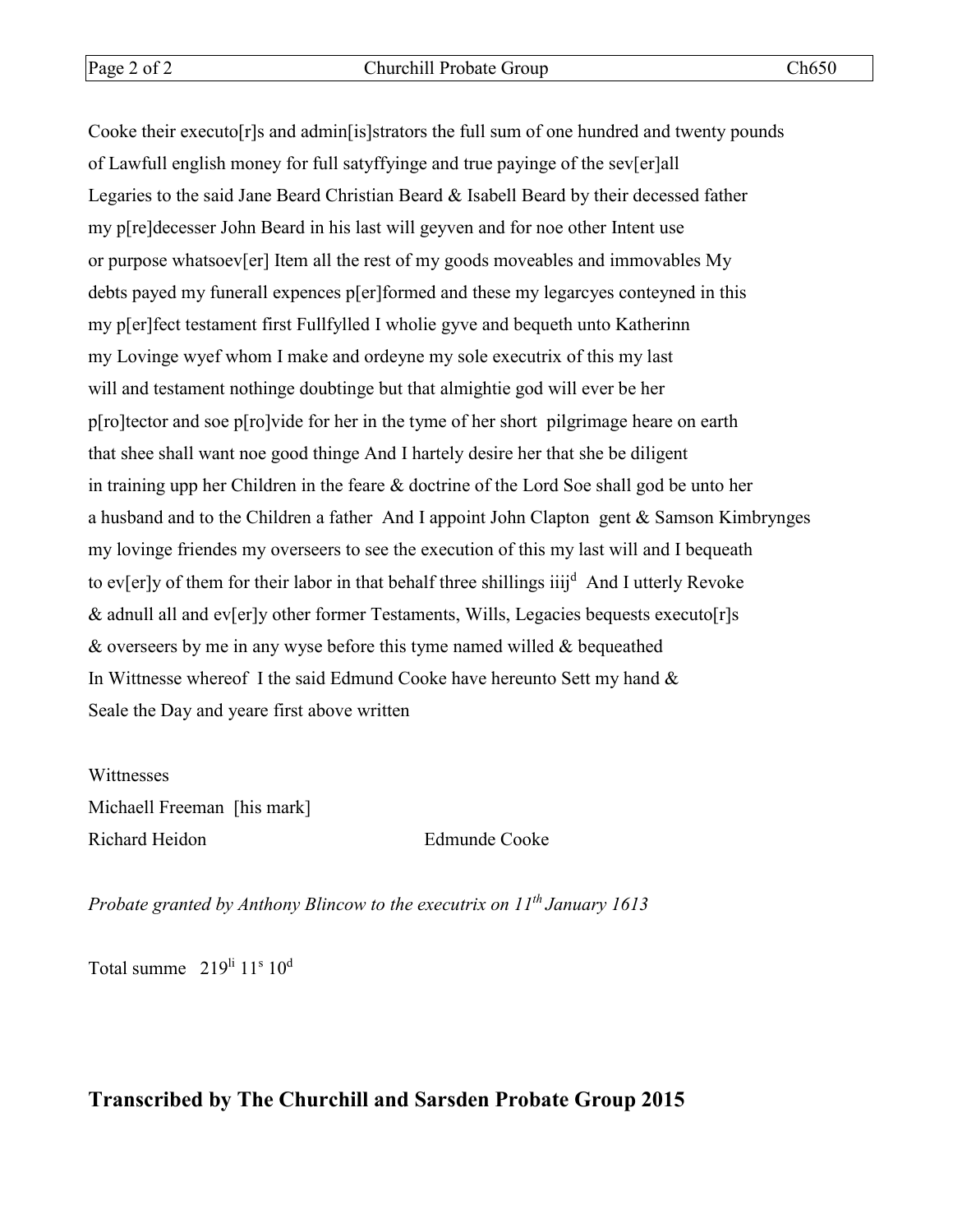Cooke their executo[r]s and admin[is]strators the full sum of one hundred and twenty pounds of Lawfull english money for full satyffyinge and true payinge of the sev[er]all Legaries to the said Jane Beard Christian Beard & Isabell Beard by their decessed father my p[re]decesser John Beard in his last will geyven and for noe other Intent use or purpose whatsoev[er] Item all the rest of my goods moveables and immovables My debts payed my funerall expences p[er]formed and these my legarcyes conteyned in this my p[er]fect testament first Fullfylled I wholie gyve and bequeth unto Katherinn my Lovinge wyef whom I make and ordeyne my sole executrix of this my last will and testament nothinge doubtinge but that almightie god will ever be her p[ro]tector and soe p[ro]vide for her in the tyme of her short pilgrimage heare on earth that shee shall want noe good thinge And I hartely desire her that she be diligent in training upp her Children in the feare & doctrine of the Lord Soe shall god be unto her a husband and to the Children a father And I appoint John Clapton gent & Samson Kimbrynges my lovinge friendes my overseers to see the execution of this my last will and I bequeath to ev[er]y of them for their labor in that behalf three shillings iiij$^{d}$ And I utterly Revoke & adnull all and ev[er]y other former Testaments, Wills, Legacies bequests executo[r]s & overseers by me in any wyse before this tyme named willed & bequeathed In Wittnesse whereof I the said Edmund Cooke have hereunto Sett my hand & Seale the Day and yeare first above written

Wittnesses
Michaell Freeman [his mark]
Richard Heidon

Edmunde Cooke

*Probate granted by Anthony Blincow to the executrix on 11th January 1613*

Total summe 219$^{li}$ 11$^{s}$ 10$^{d}$

## Transcribed by The Churchill and Sarsden Probate Group 2015